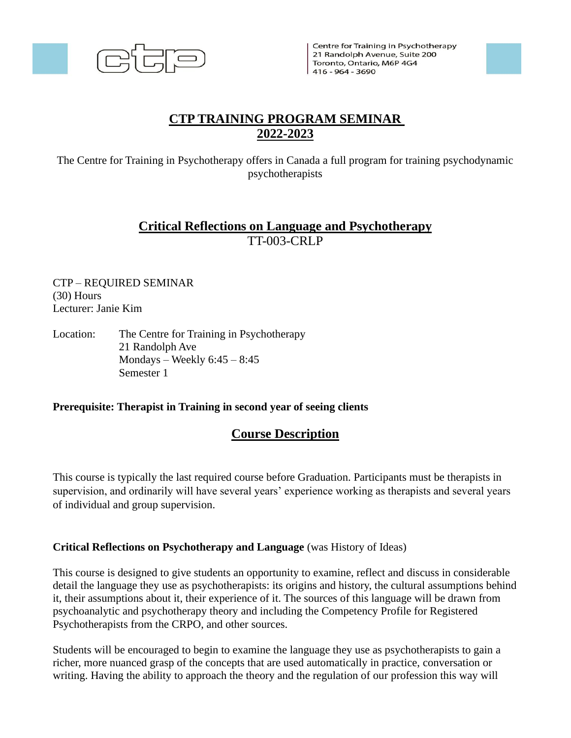Centre for Training in Psychotherapy
21 Randolph Avenue, Suite 200
Toronto, Ontario, M6P 4G4
416 - 964 - 3690

# CTP TRAINING PROGRAM SEMINAR 2022-2023

The Centre for Training in Psychotherapy offers in Canada a full program for training psychodynamic psychotherapists

## Critical Reflections on Language and Psychotherapy

TT-003-CRLP

CTP – REQUIRED SEMINAR
(30) Hours
Lecturer: Janie Kim

Location: The Centre for Training in Psychotherapy
21 Randolph Ave
Mondays – Weekly 6:45 – 8:45
Semester 1

**Prerequisite: Therapist in Training in second year of seeing clients**

## Course Description

This course is typically the last required course before Graduation. Participants must be therapists in supervision, and ordinarily will have several years' experience working as therapists and several years of individual and group supervision.

**Critical Reflections on Psychotherapy and Language** (was History of Ideas)

This course is designed to give students an opportunity to examine, reflect and discuss in considerable detail the language they use as psychotherapists: its origins and history, the cultural assumptions behind it, their assumptions about it, their experience of it. The sources of this language will be drawn from psychoanalytic and psychotherapy theory and including the Competency Profile for Registered Psychotherapists from the CRPO, and other sources.

Students will be encouraged to begin to examine the language they use as psychotherapists to gain a richer, more nuanced grasp of the concepts that are used automatically in practice, conversation or writing. Having the ability to approach the theory and the regulation of our profession this way will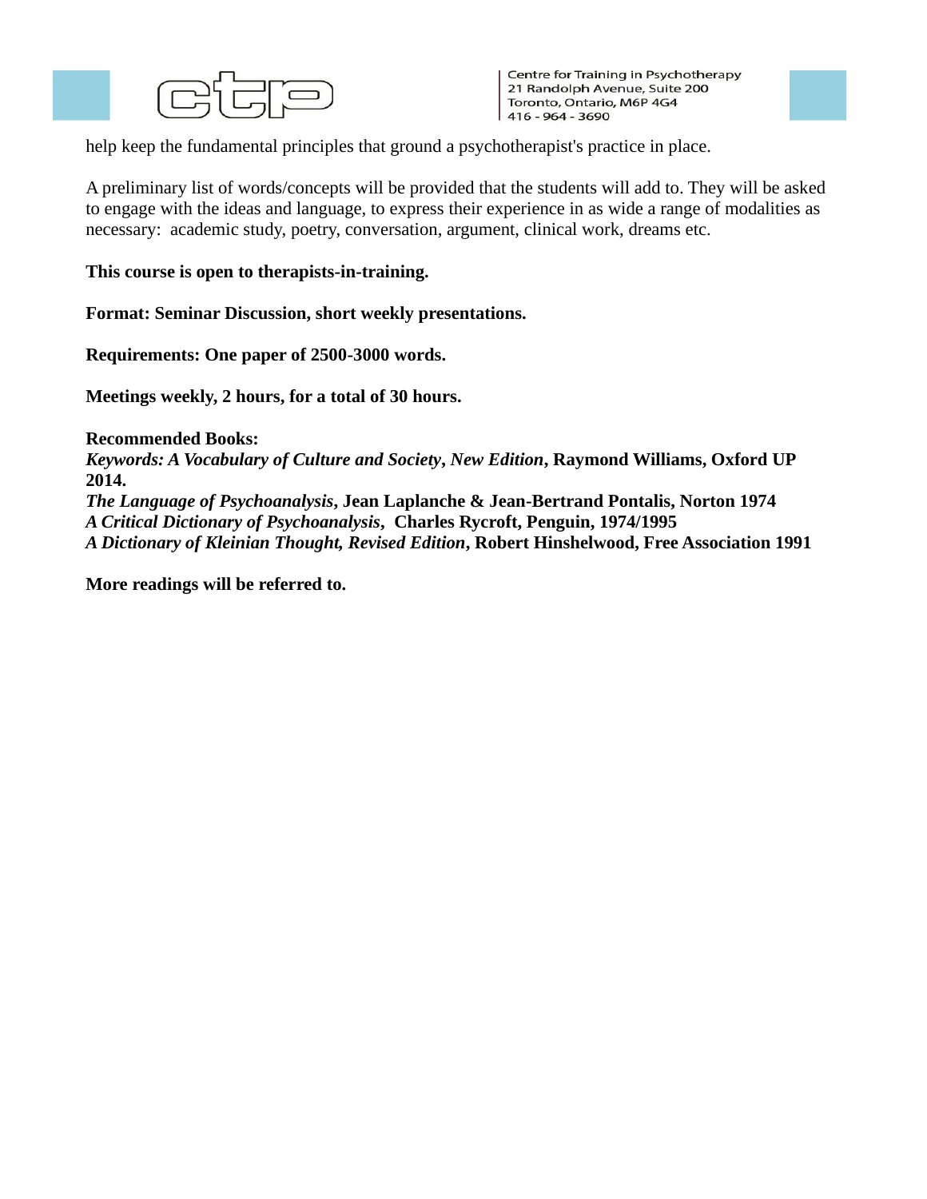help keep the fundamental principles that ground a psychotherapist's practice in place.

A preliminary list of words/concepts will be provided that the students will add to. They will be asked to engage with the ideas and language, to express their experience in as wide a range of modalities as necessary: academic study, poetry, conversation, argument, clinical work, dreams etc.

**This course is open to therapists-in-training.**

**Format: Seminar Discussion, short weekly presentations.**

**Requirements: One paper of 2500-3000 words.**

**Meetings weekly, 2 hours, for a total of 30 hours.**

**Recommended Books:**
***Keywords: A Vocabulary of Culture and Society**, New Edition*, **Raymond Williams, Oxford UP 2014.**
***The Language of Psychoanalysis*, Jean Laplanche & Jean-Bertrand Pontalis, Norton 1974**
***A Critical Dictionary of Psychoanalysis*, Charles Rycroft, Penguin, 1974/1995**
***A Dictionary of Kleinian Thought, Revised Edition*, Robert Hinshelwood, Free Association 1991**

**More readings will be referred to.**